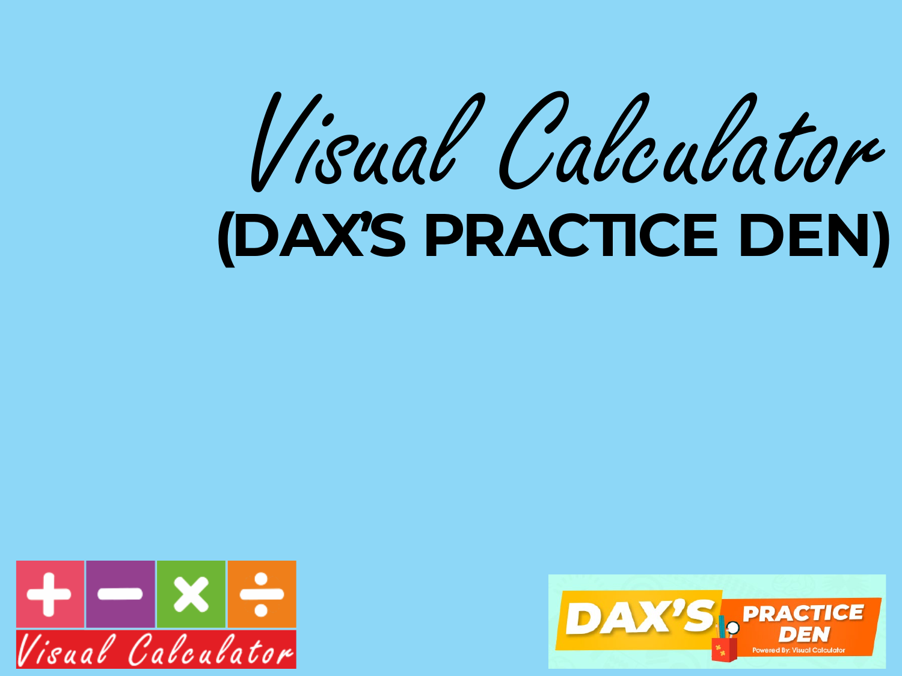# Visual Calculator
## (DAX'S PRACTICE DEN)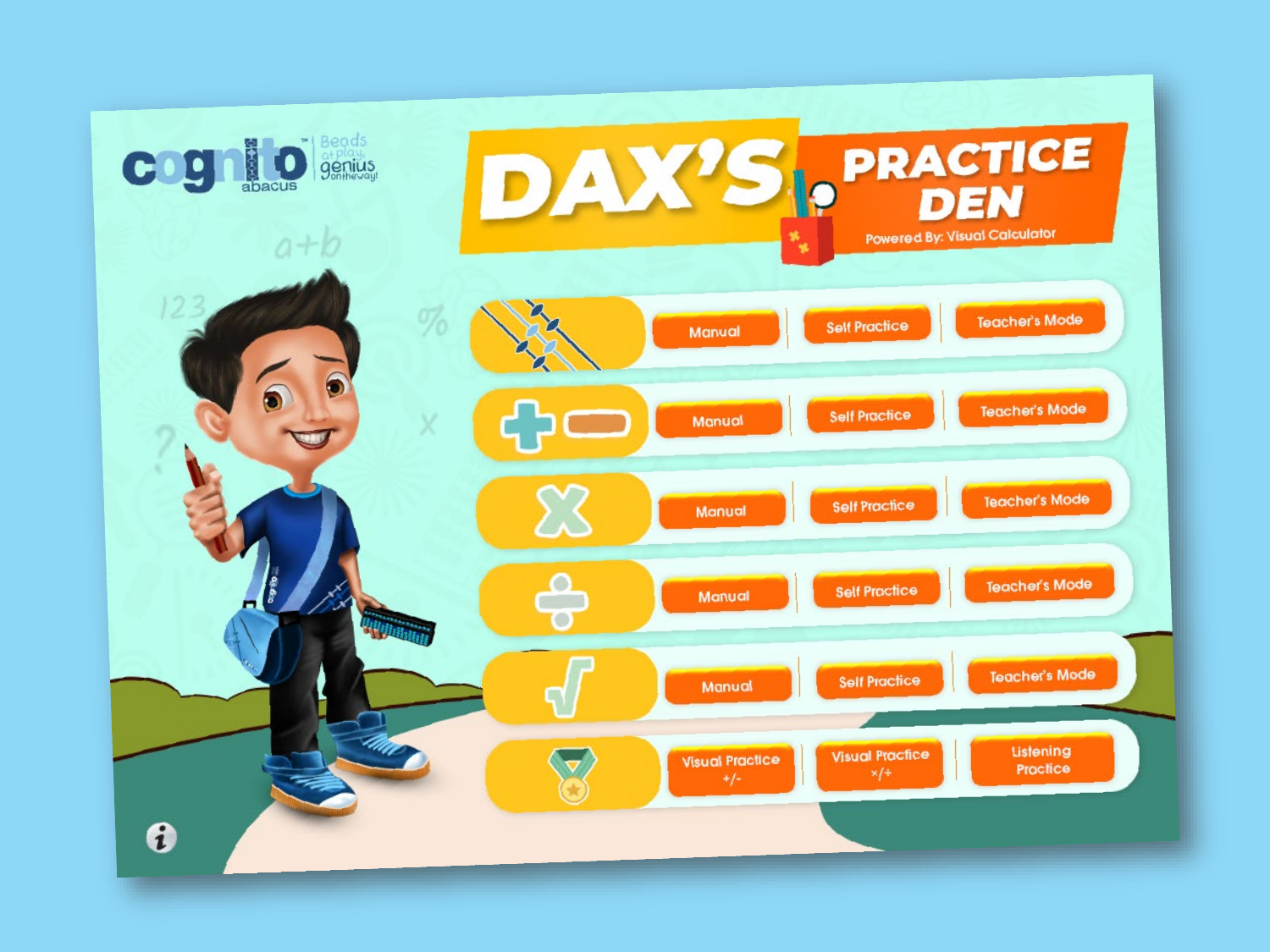cognito abacus — Beads at play, genius on the way!

# DAX'S PRACTICE DEN

Powered By: Visual Calculator

| Operation | | | |
|---|---|---|---|
| Abacus | Manual | Self Practice | Teacher's Mode |
| + − | Manual | Self Practice | Teacher's Mode |
| × | Manual | Self Practice | Teacher's Mode |
| ÷ | Manual | Self Practice | Teacher's Mode |
| √ | Manual | Self Practice | Teacher's Mode |
| Medal | Visual Practice +/- | Visual Practice ×/÷ | Listening Practice |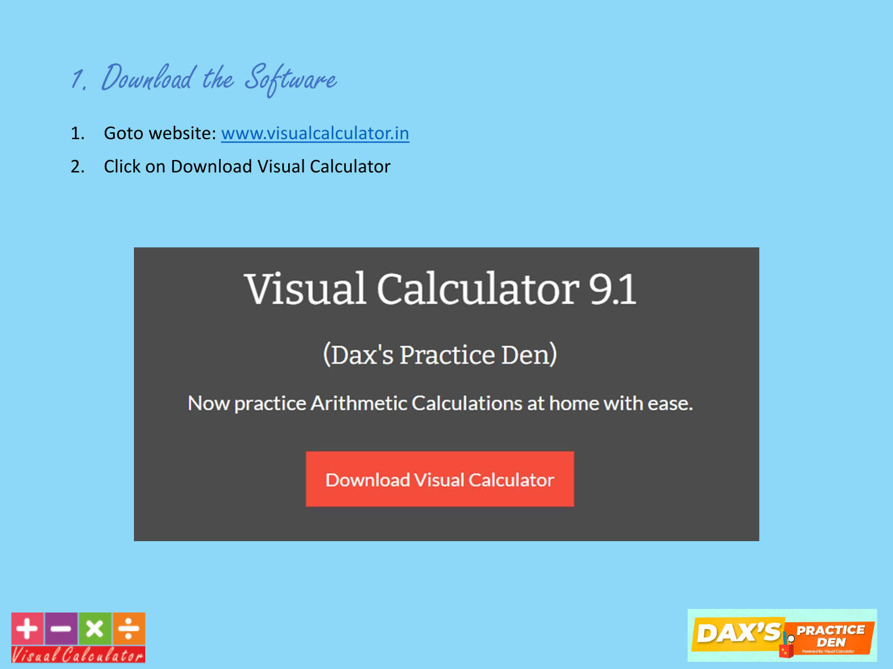## 1. Download the Software

1. Goto website: [www.visualcalculator.in](http://www.visualcalculator.in)
2. Click on Download Visual Calculator

# Visual Calculator 9.1

(Dax's Practice Den)

Now practice Arithmetic Calculations at home with ease.

Download Visual Calculator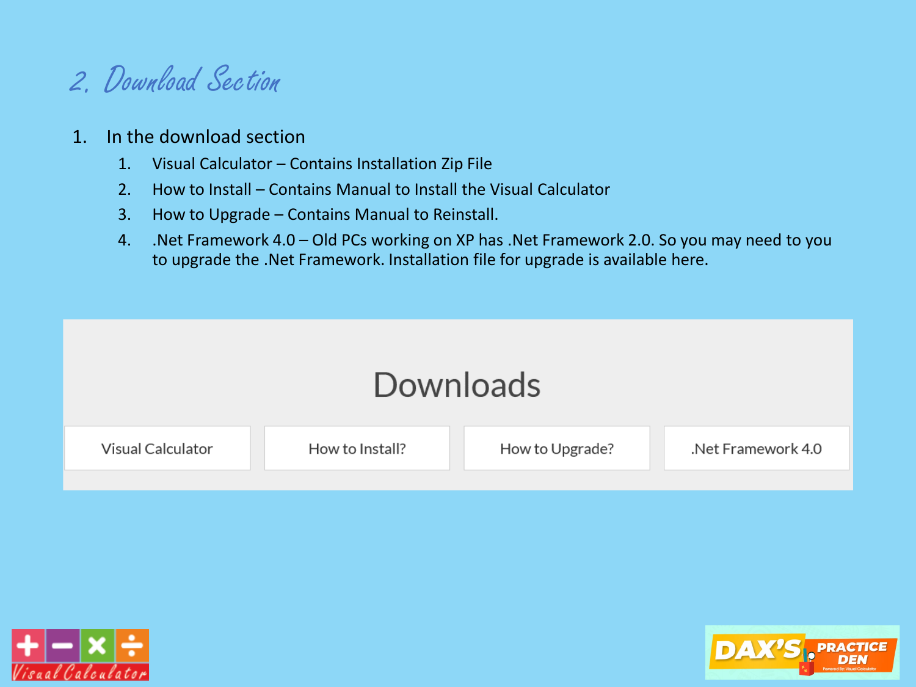## 2. Download Section

1. In the download section
   1. Visual Calculator – Contains Installation Zip File
   2. How to Install – Contains Manual to Install the Visual Calculator
   3. How to Upgrade – Contains Manual to Reinstall.
   4. .Net Framework 4.0 – Old PCs working on XP has .Net Framework 2.0. So you may need to you to upgrade the .Net Framework. Installation file for upgrade is available here.

Downloads

| Visual Calculator | How to Install? | How to Upgrade? | .Net Framework 4.0 |
|---|---|---|---|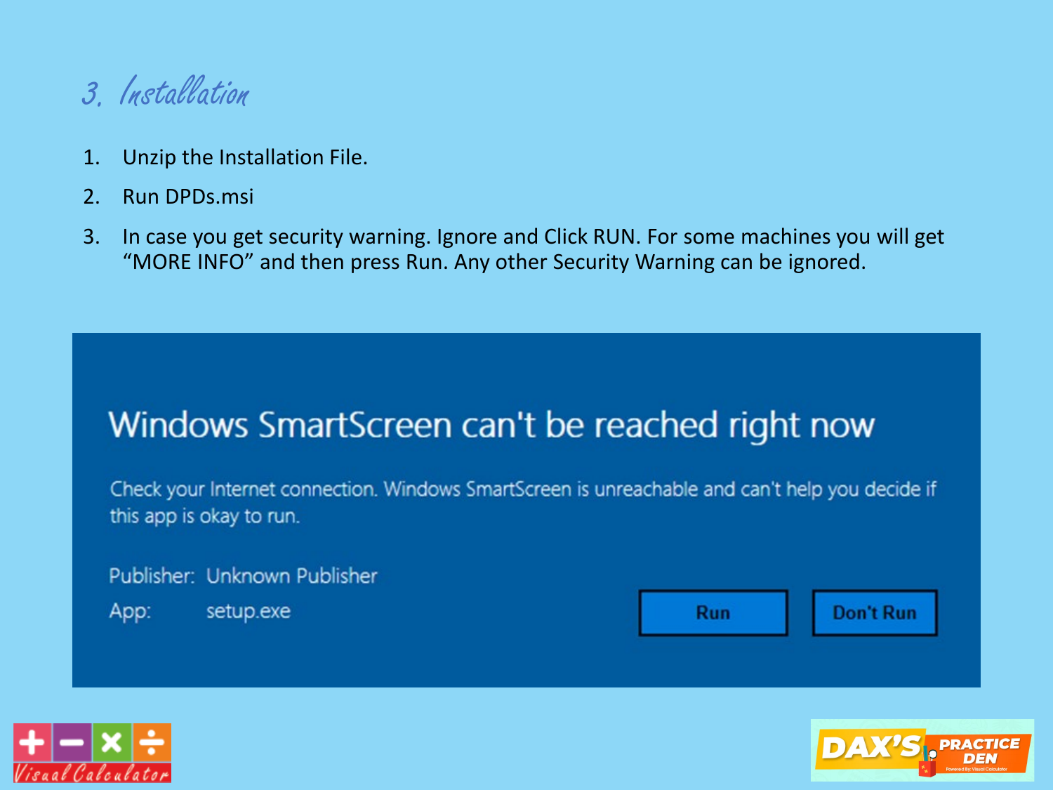## 3. Installation

1. Unzip the Installation File.
2. Run DPDs.msi
3. In case you get security warning. Ignore and Click RUN. For some machines you will get "MORE INFO" and then press Run. Any other Security Warning can be ignored.

Windows SmartScreen can't be reached right now

Check your Internet connection. Windows SmartScreen is unreachable and can't help you decide if this app is okay to run.

Publisher: Unknown Publisher

App: setup.exe

Run | Don't Run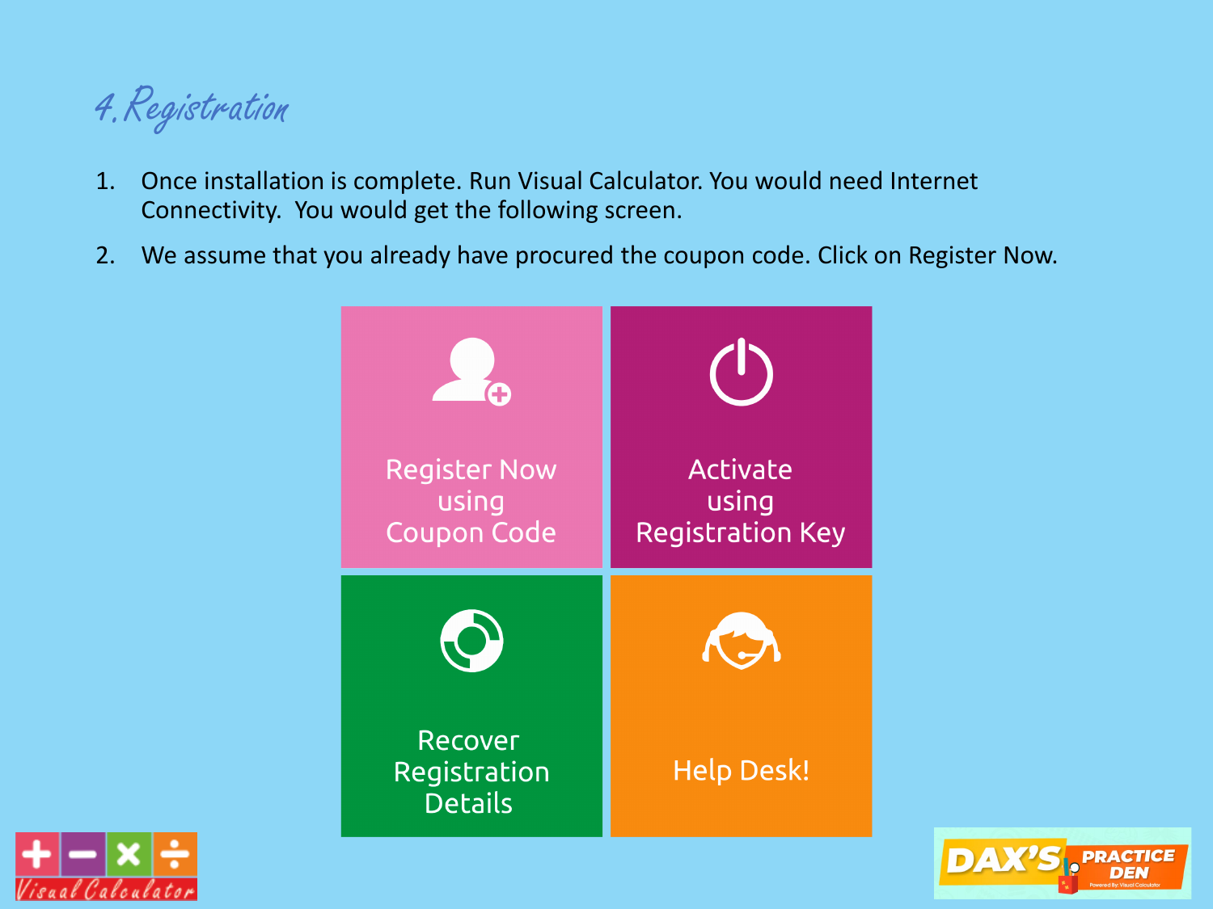# 4. Registration

1. Once installation is complete. Run Visual Calculator. You would need Internet Connectivity. You would get the following screen.
2. We assume that you already have procured the coupon code. Click on Register Now.

Register Now using Coupon Code

Activate using Registration Key

Recover Registration Details

Help Desk!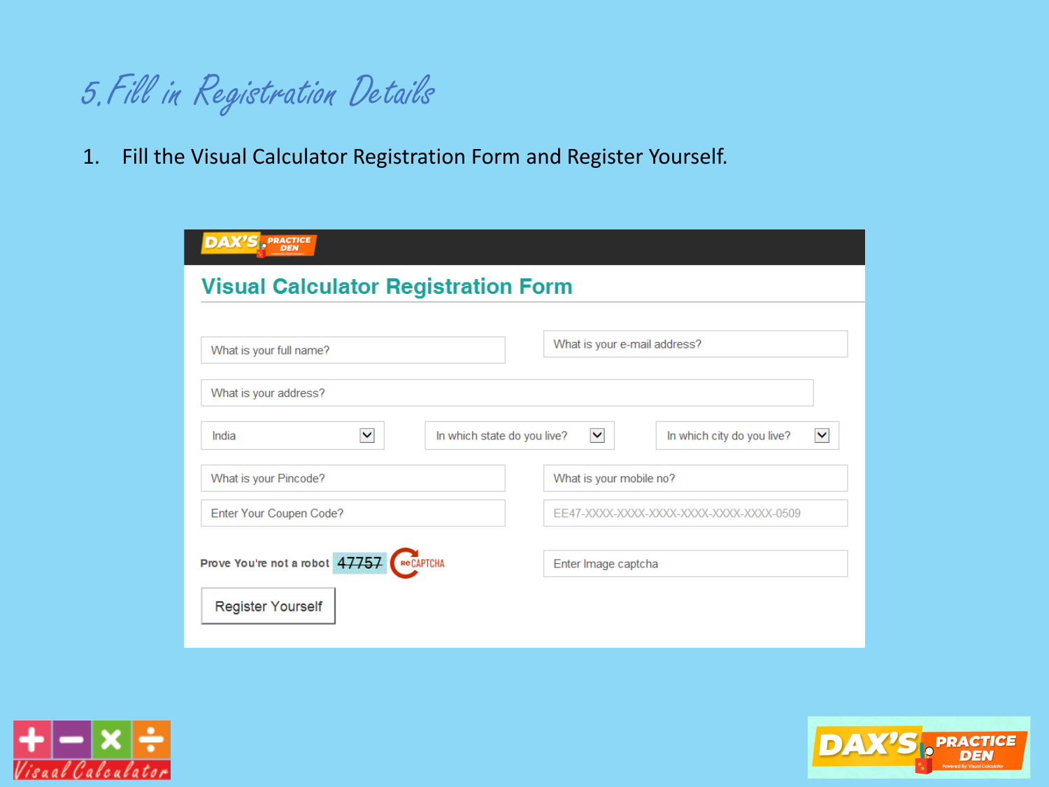# 5. Fill in Registration Details

1. Fill the Visual Calculator Registration Form and Register Yourself.

DAX'S PRACTICE DEN

## Visual Calculator Registration Form

What is your full name?

What is your e-mail address?

What is your address?

India

In which state do you live?

In which city do you live?

What is your Pincode?

What is your mobile no?

Enter Your Coupen Code?

EE47-XXXX-XXXX-XXXX-XXXX-XXXX-XXXX-0509

**Prove You're not a robot** 47757 reCAPTCHA

Enter Image captcha

Register Yourself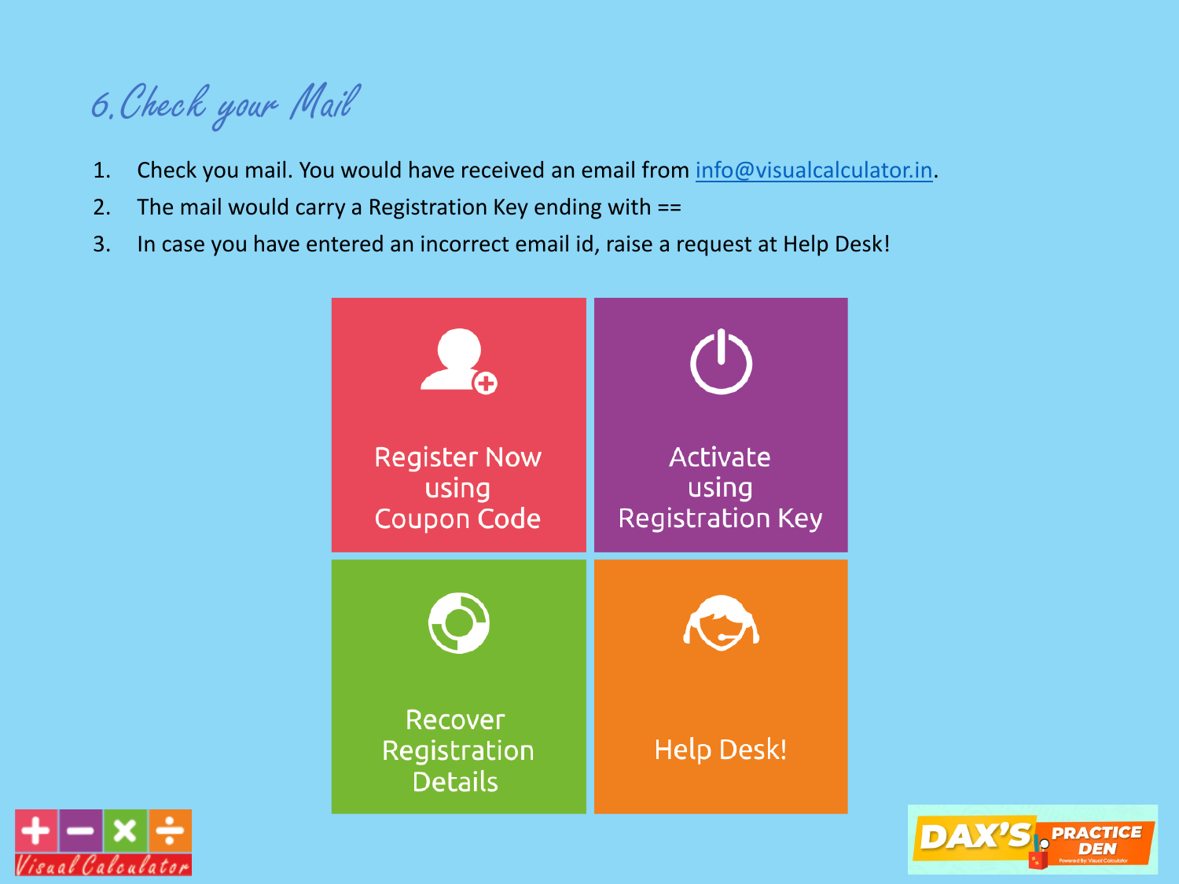# 6. Check your Mail

1. Check you mail. You would have received an email from info@visualcalculator.in.
2. The mail would carry a Registration Key ending with ==
3. In case you have entered an incorrect email id, raise a request at Help Desk!

Register Now using Coupon Code

Activate using Registration Key

Recover Registration Details

Help Desk!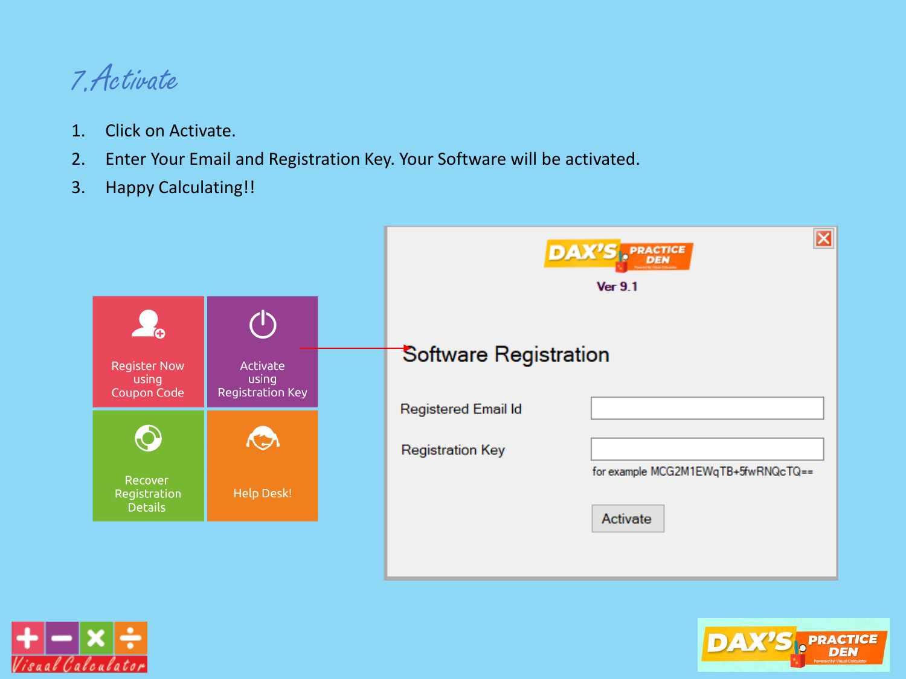# 7. Activate

1. Click on Activate.
2. Enter Your Email and Registration Key. Your Software will be activated.
3. Happy Calculating!!

Register Now using Coupon Code

Activate using Registration Key

Recover Registration Details

Help Desk!

Ver 9.1

Software Registration

Registered Email Id

Registration Key

for example MCG2M1EWqTB+5fwRNQcTQ==

Activate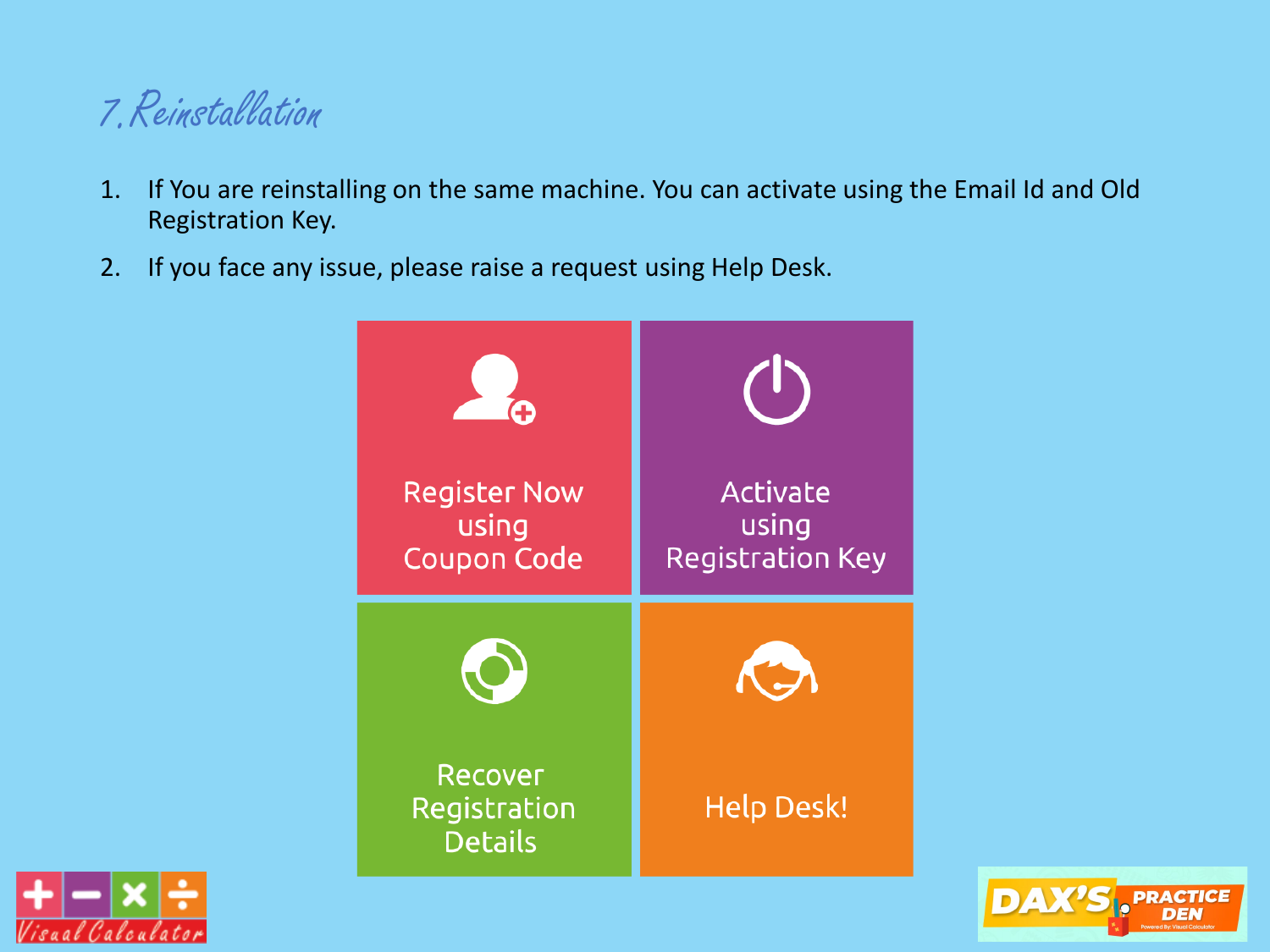# 7. Reinstallation

1. If You are reinstalling on the same machine. You can activate using the Email Id and Old Registration Key.
2. If you face any issue, please raise a request using Help Desk.

Register Now using Coupon Code

Activate using Registration Key

Recover Registration Details

Help Desk!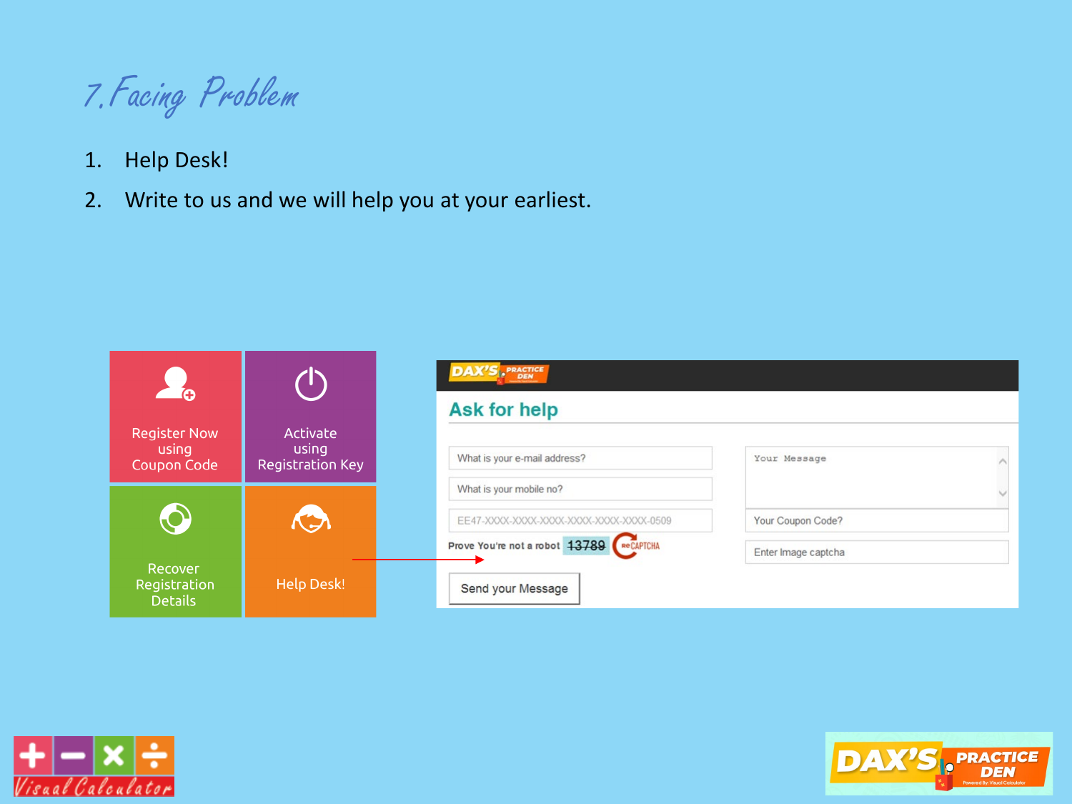# 7. Facing Problem

1. Help Desk!
2. Write to us and we will help you at your earliest.

Register Now using Coupon Code

Activate using Registration Key

Recover Registration Details

Help Desk!

**Ask for help**

What is your e-mail address?

What is your mobile no?

EE47-XXXX-XXXX-XXXX-XXXX-XXXX-XXXX-0509

Prove You're not a robot 13789

Your Message

Your Coupon Code?

Enter Image captcha

Send your Message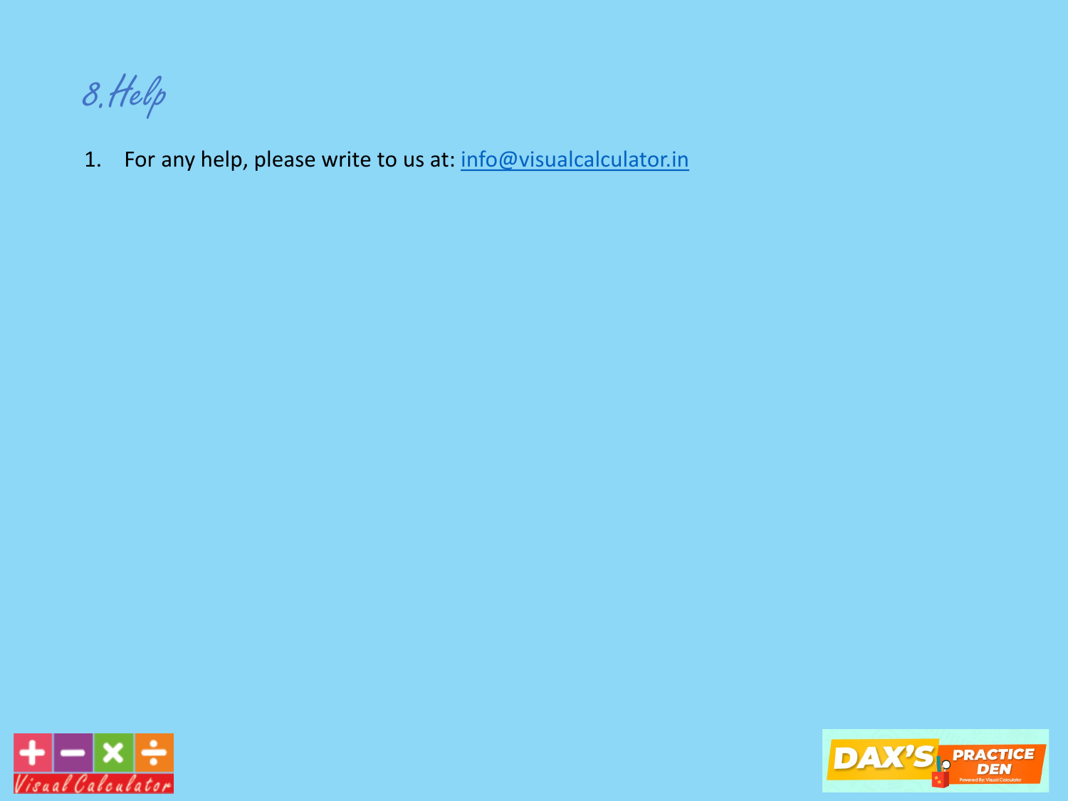# 8. Help

1. For any help, please write to us at: info@visualcalculator.in